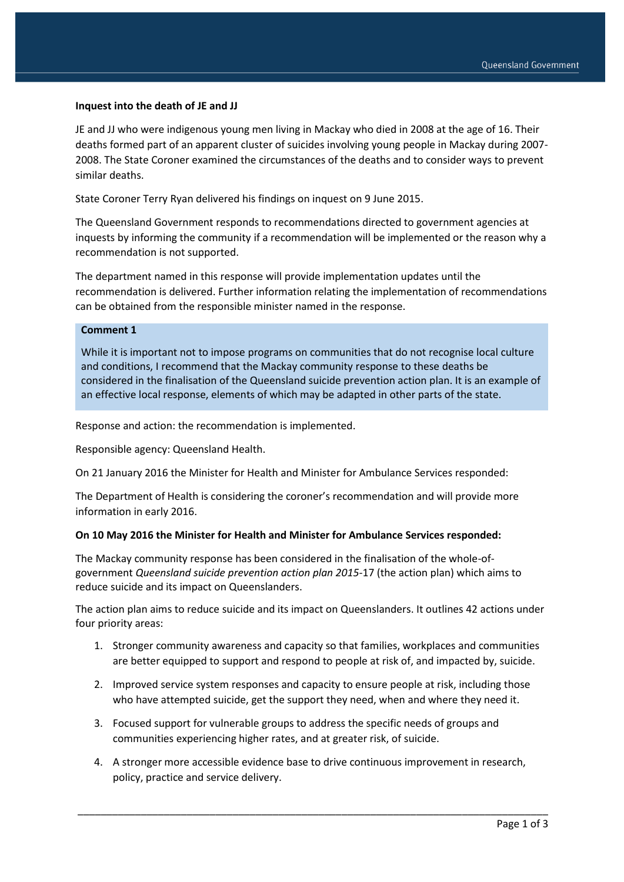**Inquest into the death of JE and JJ**

JE and JJ who were indigenous young men living in Mackay who died in 2008 at the age of 16. Their deaths formed part of an apparent cluster of suicides involving young people in Mackay during 2007-2008. The State Coroner examined the circumstances of the deaths and to consider ways to prevent similar deaths.

State Coroner Terry Ryan delivered his findings on inquest on 9 June 2015.

The Queensland Government responds to recommendations directed to government agencies at inquests by informing the community if a recommendation will be implemented or the reason why a recommendation is not supported.

The department named in this response will provide implementation updates until the recommendation is delivered. Further information relating the implementation of recommendations can be obtained from the responsible minister named in the response.

**Comment 1**

While it is important not to impose programs on communities that do not recognise local culture and conditions, I recommend that the Mackay community response to these deaths be considered in the finalisation of the Queensland suicide prevention action plan. It is an example of an effective local response, elements of which may be adapted in other parts of the state.

Response and action: the recommendation is implemented.

Responsible agency: Queensland Health.

On 21 January 2016 the Minister for Health and Minister for Ambulance Services responded:

The Department of Health is considering the coroner's recommendation and will provide more information in early 2016.

**On 10 May 2016 the Minister for Health and Minister for Ambulance Services responded:**

The Mackay community response has been considered in the finalisation of the whole-of-government *Queensland suicide prevention action plan 2015*-17 (the action plan) which aims to reduce suicide and its impact on Queenslanders.

The action plan aims to reduce suicide and its impact on Queenslanders. It outlines 42 actions under four priority areas:

1. Stronger community awareness and capacity so that families, workplaces and communities are better equipped to support and respond to people at risk of, and impacted by, suicide.
2. Improved service system responses and capacity to ensure people at risk, including those who have attempted suicide, get the support they need, when and where they need it.
3. Focused support for vulnerable groups to address the specific needs of groups and communities experiencing higher rates, and at greater risk, of suicide.
4. A stronger more accessible evidence base to drive continuous improvement in research, policy, practice and service delivery.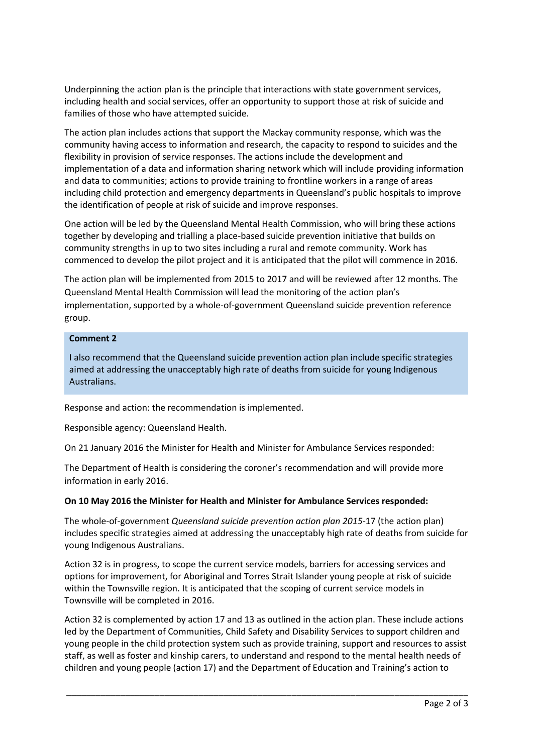Underpinning the action plan is the principle that interactions with state government services, including health and social services, offer an opportunity to support those at risk of suicide and families of those who have attempted suicide.

The action plan includes actions that support the Mackay community response, which was the community having access to information and research, the capacity to respond to suicides and the flexibility in provision of service responses. The actions include the development and implementation of a data and information sharing network which will include providing information and data to communities; actions to provide training to frontline workers in a range of areas including child protection and emergency departments in Queensland's public hospitals to improve the identification of people at risk of suicide and improve responses.

One action will be led by the Queensland Mental Health Commission, who will bring these actions together by developing and trialling a place-based suicide prevention initiative that builds on community strengths in up to two sites including a rural and remote community. Work has commenced to develop the pilot project and it is anticipated that the pilot will commence in 2016.

The action plan will be implemented from 2015 to 2017 and will be reviewed after 12 months. The Queensland Mental Health Commission will lead the monitoring of the action plan's implementation, supported by a whole-of-government Queensland suicide prevention reference group.

**Comment 2**

I also recommend that the Queensland suicide prevention action plan include specific strategies aimed at addressing the unacceptably high rate of deaths from suicide for young Indigenous Australians.

Response and action: the recommendation is implemented.

Responsible agency: Queensland Health.

On 21 January 2016 the Minister for Health and Minister for Ambulance Services responded:

The Department of Health is considering the coroner's recommendation and will provide more information in early 2016.

**On 10 May 2016 the Minister for Health and Minister for Ambulance Services responded:**

The whole-of-government *Queensland suicide prevention action plan 2015*-17 (the action plan) includes specific strategies aimed at addressing the unacceptably high rate of deaths from suicide for young Indigenous Australians.

Action 32 is in progress, to scope the current service models, barriers for accessing services and options for improvement, for Aboriginal and Torres Strait Islander young people at risk of suicide within the Townsville region. It is anticipated that the scoping of current service models in Townsville will be completed in 2016.

Action 32 is complemented by action 17 and 13 as outlined in the action plan. These include actions led by the Department of Communities, Child Safety and Disability Services to support children and young people in the child protection system such as provide training, support and resources to assist staff, as well as foster and kinship carers, to understand and respond to the mental health needs of children and young people (action 17) and the Department of Education and Training's action to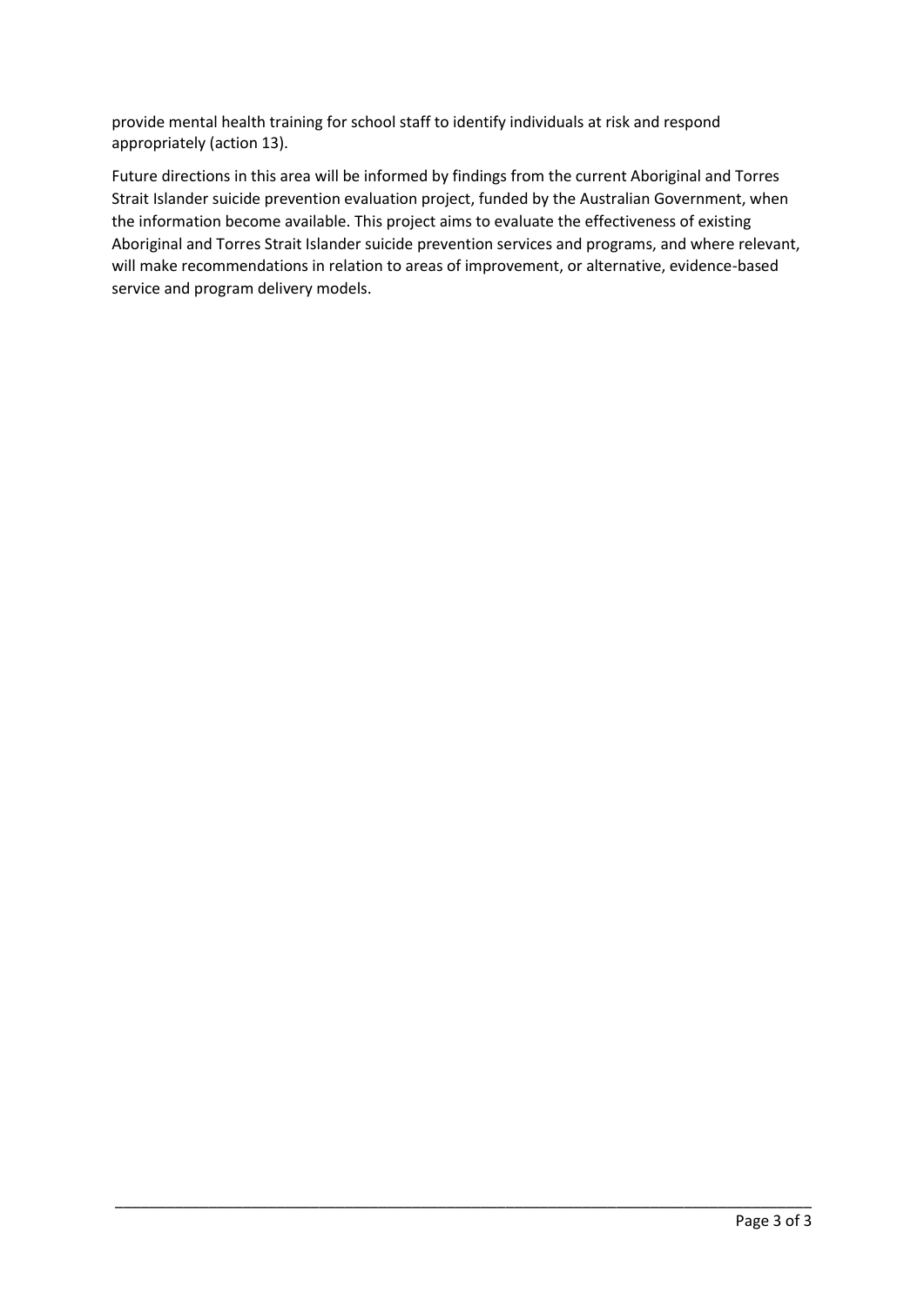provide mental health training for school staff to identify individuals at risk and respond appropriately (action 13).

Future directions in this area will be informed by findings from the current Aboriginal and Torres Strait Islander suicide prevention evaluation project, funded by the Australian Government, when the information become available. This project aims to evaluate the effectiveness of existing Aboriginal and Torres Strait Islander suicide prevention services and programs, and where relevant, will make recommendations in relation to areas of improvement, or alternative, evidence-based service and program delivery models.